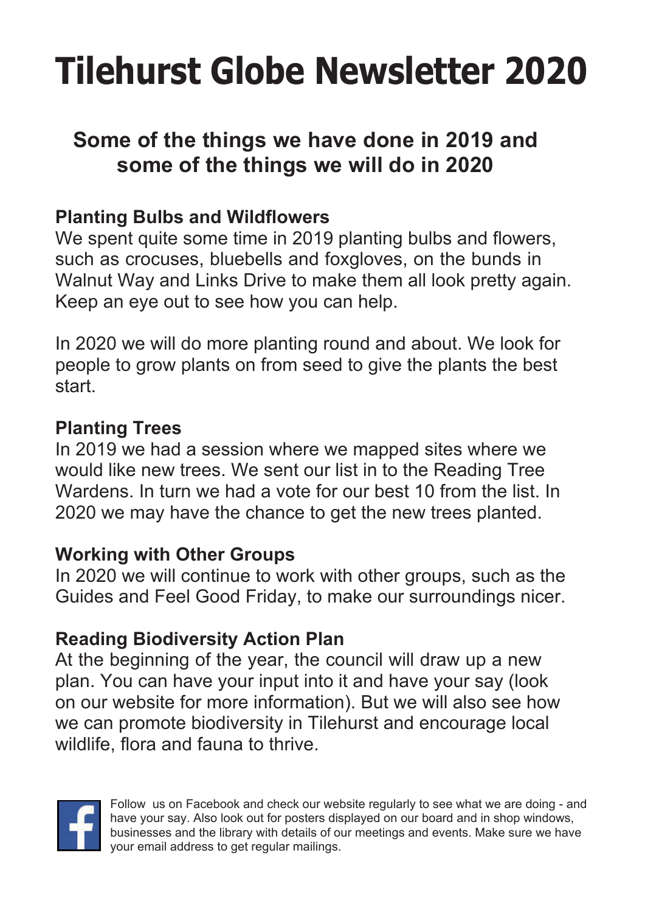# Tilehurst Globe Newsletter 2020

## Some of the things we have done in 2019 and some of the things we will do in 2020

### Planting Bulbs and Wildflowers

We spent quite some time in 2019 planting bulbs and flowers, such as crocuses, bluebells and foxgloves, on the bunds in Walnut Way and Links Drive to make them all look pretty again. Keep an eye out to see how you can help.

In 2020 we will do more planting round and about. We look for people to grow plants on from seed to give the plants the best start.

### Planting Trees

In 2019 we had a session where we mapped sites where we would like new trees. We sent our list in to the Reading Tree Wardens. In turn we had a vote for our best 10 from the list. In 2020 we may have the chance to get the new trees planted.

### Working with Other Groups

In 2020 we will continue to work with other groups, such as the Guides and Feel Good Friday, to make our surroundings nicer.

### Reading Biodiversity Action Plan

At the beginning of the year, the council will draw up a new plan. You can have your input into it and have your say (look on our website for more information). But we will also see how we can promote biodiversity in Tilehurst and encourage local wildlife, flora and fauna to thrive.

Follow us on Facebook and check our website regularly to see what we are doing - and have your say. Also look out for posters displayed on our board and in shop windows, businesses and the library with details of our meetings and events. Make sure we have your email address to get regular mailings.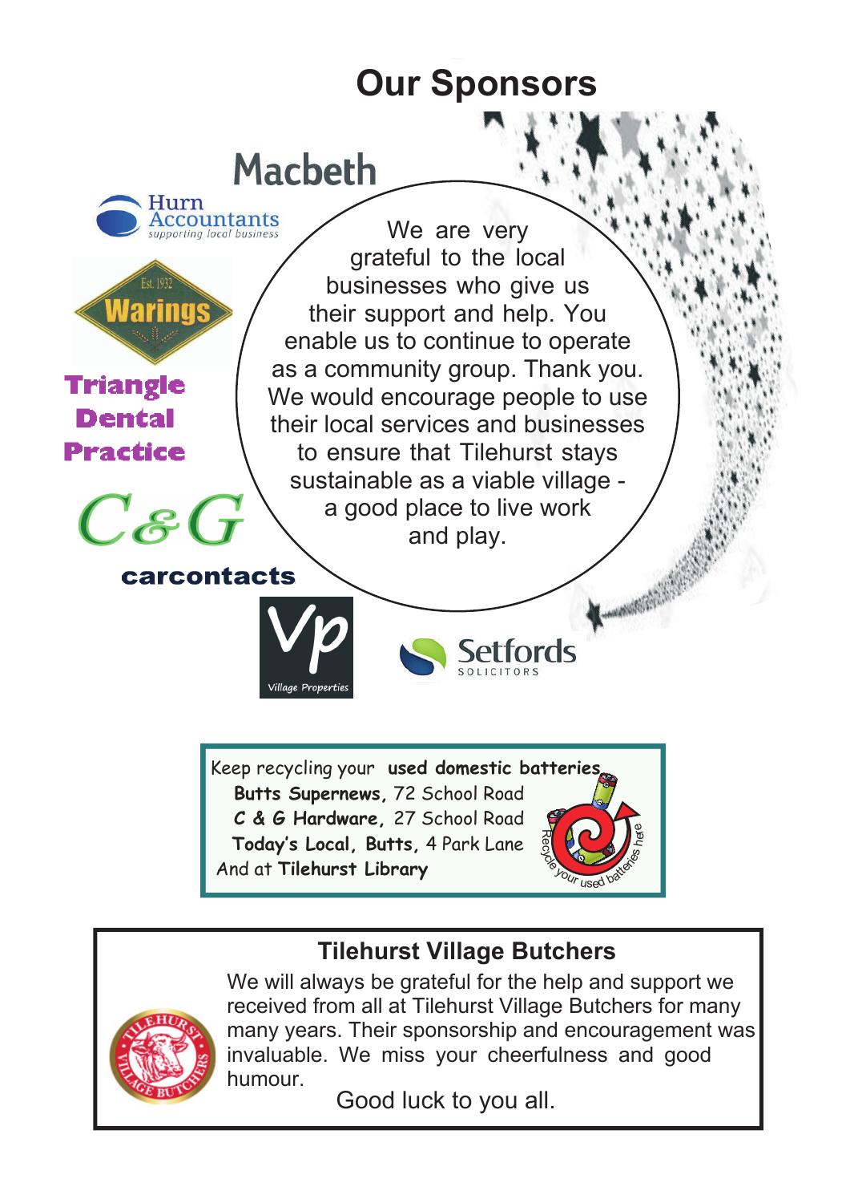# Our Sponsors

Macbeth

Hurn Accountants
*supporting local business*

Est. 1932 Warings

Triangle Dental Practice

C&G

carcontacts

Vp Village Properties

Setfords SOLICITORS

We are very grateful to the local businesses who give us their support and help. You enable us to continue to operate as a community group. Thank you. We would encourage people to use their local services and businesses to ensure that Tilehurst stays sustainable as a viable village - a good place to live work and play.

Keep recycling your **used domestic batteries**
**Butts Supernews**, 72 School Road
**C & G Hardware**, 27 School Road
**Today's Local, Butts**, 4 Park Lane
And at **Tilehurst Library**

Recycle your used batteries here

## Tilehurst Village Butchers

We will always be grateful for the help and support we received from all at Tilehurst Village Butchers for many many years. Their sponsorship and encouragement was invaluable. We miss your cheerfulness and good humour.

Good luck to you all.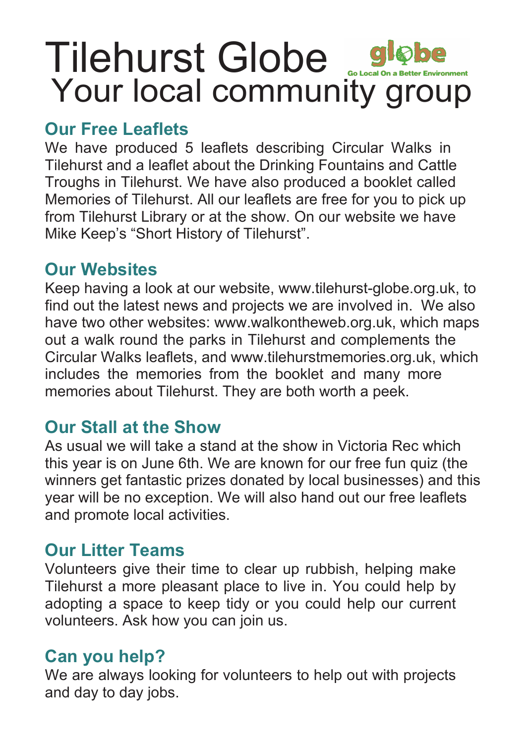# Tilehurst Globe

globe

Go Local On a Better Environment

## Your local community group

### Our Free Leaflets

We have produced 5 leaflets describing Circular Walks in Tilehurst and a leaflet about the Drinking Fountains and Cattle Troughs in Tilehurst. We have also produced a booklet called Memories of Tilehurst. All our leaflets are free for you to pick up from Tilehurst Library or at the show. On our website we have Mike Keep's "Short History of Tilehurst".

### Our Websites

Keep having a look at our website, www.tilehurst-globe.org.uk, to find out the latest news and projects we are involved in. We also have two other websites: www.walkontheweb.org.uk, which maps out a walk round the parks in Tilehurst and complements the Circular Walks leaflets, and www.tilehurstmemories.org.uk, which includes the memories from the booklet and many more memories about Tilehurst. They are both worth a peek.

### Our Stall at the Show

As usual we will take a stand at the show in Victoria Rec which this year is on June 6th. We are known for our free fun quiz (the winners get fantastic prizes donated by local businesses) and this year will be no exception. We will also hand out our free leaflets and promote local activities.

### Our Litter Teams

Volunteers give their time to clear up rubbish, helping make Tilehurst a more pleasant place to live in. You could help by adopting a space to keep tidy or you could help our current volunteers. Ask how you can join us.

### Can you help?

We are always looking for volunteers to help out with projects and day to day jobs.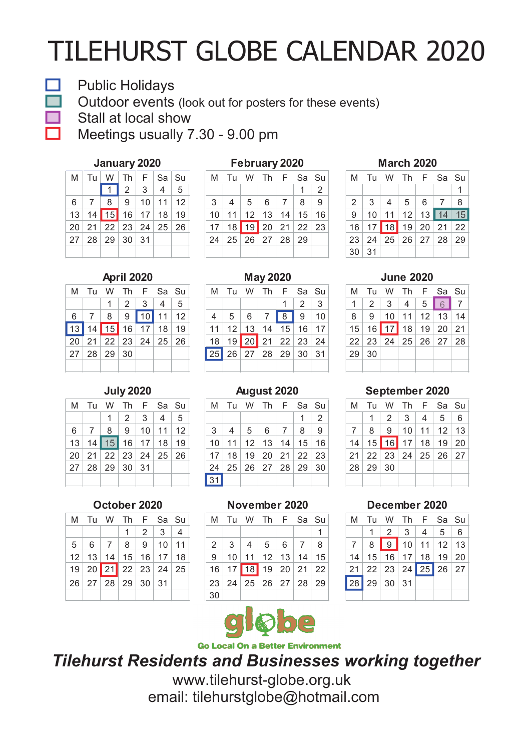# TILEHURST GLOBE CALENDAR 2020

- Public Holidays
- Outdoor events (look out for posters for these events)
- Stall at local show
- Meetings usually 7.30 - 9.00 pm

### January 2020

| M | Tu | W | Th | F | Sa | Su |
|---|---|---|---|---|---|---|
| | | 1 | 2 | 3 | 4 | 5 |
| 6 | 7 | 8 | 9 | 10 | 11 | 12 |
| 13 | 14 | 15 | 16 | 17 | 18 | 19 |
| 20 | 21 | 22 | 23 | 24 | 25 | 26 |
| 27 | 28 | 29 | 30 | 31 | | |

### February 2020

| M | Tu | W | Th | F | Sa | Su |
|---|---|---|---|---|---|---|
| | | | | | 1 | 2 |
| 3 | 4 | 5 | 6 | 7 | 8 | 9 |
| 10 | 11 | 12 | 13 | 14 | 15 | 16 |
| 17 | 18 | 19 | 20 | 21 | 22 | 23 |
| 24 | 25 | 26 | 27 | 28 | 29 | |

### March 2020

| M | Tu | W | Th | F | Sa | Su |
|---|---|---|---|---|---|---|
| | | | | | | 1 |
| 2 | 3 | 4 | 5 | 6 | 7 | 8 |
| 9 | 10 | 11 | 12 | 13 | 14 | 15 |
| 16 | 17 | 18 | 19 | 20 | 21 | 22 |
| 23 | 24 | 25 | 26 | 27 | 28 | 29 |
| 30 | 31 | | | | | |

### April 2020

| M | Tu | W | Th | F | Sa | Su |
|---|---|---|---|---|---|---|
| | | 1 | 2 | 3 | 4 | 5 |
| 6 | 7 | 8 | 9 | 10 | 11 | 12 |
| 13 | 14 | 15 | 16 | 17 | 18 | 19 |
| 20 | 21 | 22 | 23 | 24 | 25 | 26 |
| 27 | 28 | 29 | 30 | | | |

### May 2020

| M | Tu | W | Th | F | Sa | Su |
|---|---|---|---|---|---|---|
| | | | | 1 | 2 | 3 |
| 4 | 5 | 6 | 7 | 8 | 9 | 10 |
| 11 | 12 | 13 | 14 | 15 | 16 | 17 |
| 18 | 19 | 20 | 21 | 22 | 23 | 24 |
| 25 | 26 | 27 | 28 | 29 | 30 | 31 |

### June 2020

| M | Tu | W | Th | F | Sa | Su |
|---|---|---|---|---|---|---|
| 1 | 2 | 3 | 4 | 5 | 6 | 7 |
| 8 | 9 | 10 | 11 | 12 | 13 | 14 |
| 15 | 16 | 17 | 18 | 19 | 20 | 21 |
| 22 | 23 | 24 | 25 | 26 | 27 | 28 |
| 29 | 30 | | | | | |

### July 2020

| M | Tu | W | Th | F | Sa | Su |
|---|---|---|---|---|---|---|
| | | 1 | 2 | 3 | 4 | 5 |
| 6 | 7 | 8 | 9 | 10 | 11 | 12 |
| 13 | 14 | 15 | 16 | 17 | 18 | 19 |
| 20 | 21 | 22 | 23 | 24 | 25 | 26 |
| 27 | 28 | 29 | 30 | 31 | | |

### August 2020

| M | Tu | W | Th | F | Sa | Su |
|---|---|---|---|---|---|---|
| | | | | | 1 | 2 |
| 3 | 4 | 5 | 6 | 7 | 8 | 9 |
| 10 | 11 | 12 | 13 | 14 | 15 | 16 |
| 17 | 18 | 19 | 20 | 21 | 22 | 23 |
| 24 | 25 | 26 | 27 | 28 | 29 | 30 |
| 31 | | | | | | |

### September 2020

| M | Tu | W | Th | F | Sa | Su |
|---|---|---|---|---|---|---|
| | 1 | 2 | 3 | 4 | 5 | 6 |
| 7 | 8 | 9 | 10 | 11 | 12 | 13 |
| 14 | 15 | 16 | 17 | 18 | 19 | 20 |
| 21 | 22 | 23 | 24 | 25 | 26 | 27 |
| 28 | 29 | 30 | | | | |

### October 2020

| M | Tu | W | Th | F | Sa | Su |
|---|---|---|---|---|---|---|
| | | | 1 | 2 | 3 | 4 |
| 5 | 6 | 7 | 8 | 9 | 10 | 11 |
| 12 | 13 | 14 | 15 | 16 | 17 | 18 |
| 19 | 20 | 21 | 22 | 23 | 24 | 25 |
| 26 | 27 | 28 | 29 | 30 | 31 | |

### November 2020

| M | Tu | W | Th | F | Sa | Su |
|---|---|---|---|---|---|---|
| | | | | | | 1 |
| 2 | 3 | 4 | 5 | 6 | 7 | 8 |
| 9 | 10 | 11 | 12 | 13 | 14 | 15 |
| 16 | 17 | 18 | 19 | 20 | 21 | 22 |
| 23 | 24 | 25 | 26 | 27 | 28 | 29 |
| 30 | | | | | | |

### December 2020

| M | Tu | W | Th | F | Sa | Su |
|---|---|---|---|---|---|---|
| | 1 | 2 | 3 | 4 | 5 | 6 |
| 7 | 8 | 9 | 10 | 11 | 12 | 13 |
| 14 | 15 | 16 | 17 | 18 | 19 | 20 |
| 21 | 22 | 23 | 24 | 25 | 26 | 27 |
| 28 | 29 | 30 | 31 | | | |

globe

Go Local On a Better Environment

***Tilehurst Residents and Businesses working together***

www.tilehurst-globe.org.uk

email: tilehurstglobe@hotmail.com